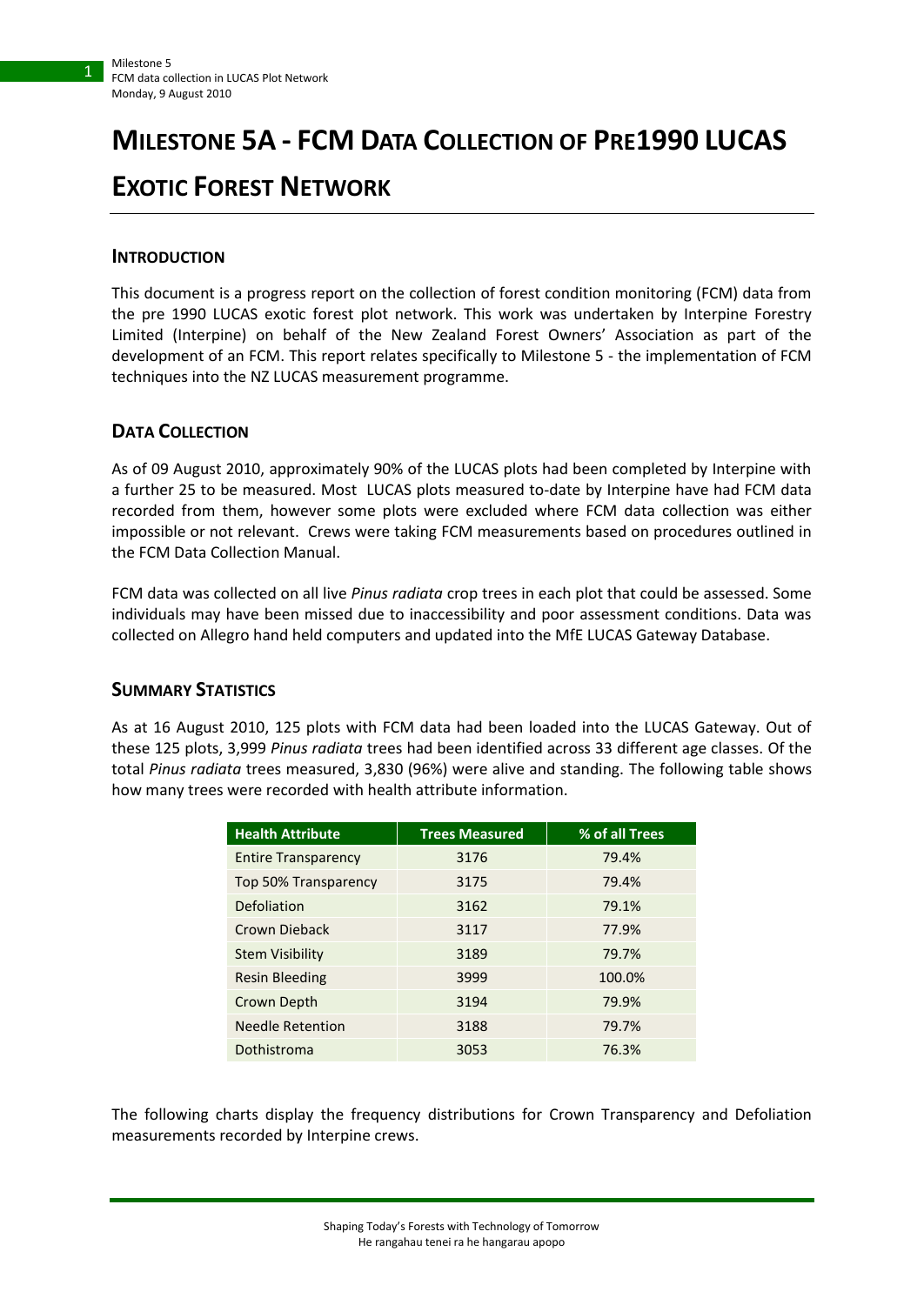# MILESTONE 5A - FCM DATA COLLECTION OF PRE1990 LUCAS EXOTIC FOREST NETWORK

## INTRODUCTION

This document is a progress report on the collection of forest condition monitoring (FCM) data from the pre 1990 LUCAS exotic forest plot network. This work was undertaken by Interpine Forestry Limited (Interpine) on behalf of the New Zealand Forest Owners' Association as part of the development of an FCM. This report relates specifically to Milestone 5 - the implementation of FCM techniques into the NZ LUCAS measurement programme.

## DATA COLLECTION

As of 09 August 2010, approximately 90% of the LUCAS plots had been completed by Interpine with a further 25 to be measured. Most LUCAS plots measured to-date by Interpine have had FCM data recorded from them, however some plots were excluded where FCM data collection was either impossible or not relevant. Crews were taking FCM measurements based on procedures outlined in the FCM Data Collection Manual.

FCM data was collected on all live *Pinus radiata* crop trees in each plot that could be assessed. Some individuals may have been missed due to inaccessibility and poor assessment conditions. Data was collected on Allegro hand held computers and updated into the MfE LUCAS Gateway Database.

## SUMMARY STATISTICS

As at 16 August 2010, 125 plots with FCM data had been loaded into the LUCAS Gateway. Out of these 125 plots, 3,999 *Pinus radiata* trees had been identified across 33 different age classes. Of the total *Pinus radiata* trees measured, 3,830 (96%) were alive and standing. The following table shows how many trees were recorded with health attribute information.

| Health Attribute | Trees Measured | % of all Trees |
|---|---|---|
| Entire Transparency | 3176 | 79.4% |
| Top 50% Transparency | 3175 | 79.4% |
| Defoliation | 3162 | 79.1% |
| Crown Dieback | 3117 | 77.9% |
| Stem Visibility | 3189 | 79.7% |
| Resin Bleeding | 3999 | 100.0% |
| Crown Depth | 3194 | 79.9% |
| Needle Retention | 3188 | 79.7% |
| Dothistroma | 3053 | 76.3% |

The following charts display the frequency distributions for Crown Transparency and Defoliation measurements recorded by Interpine crews.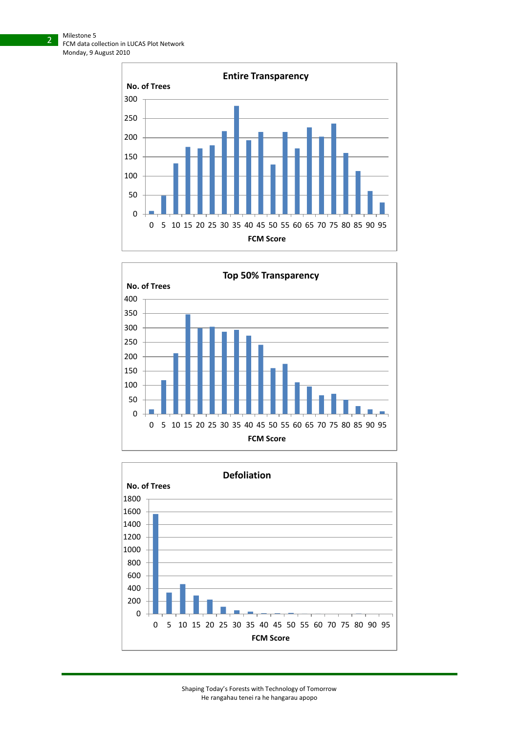**Entire Transparency**

No. of Trees

300
250
200
150
100
50
0

0 5 10 15 20 25 30 35 40 45 50 55 60 65 70 75 80 85 90 95

FCM Score

**Top 50% Transparency**

No. of Trees

400
350
300
250
200
150
100
50
0

0 5 10 15 20 25 30 35 40 45 50 55 60 65 70 75 80 85 90 95

FCM Score

**Defoliation**

No. of Trees

1800
1600
1400
1200
1000
800
600
400
200
0

0 5 10 15 20 25 30 35 40 45 50 55 60 70 75 80 90 95

FCM Score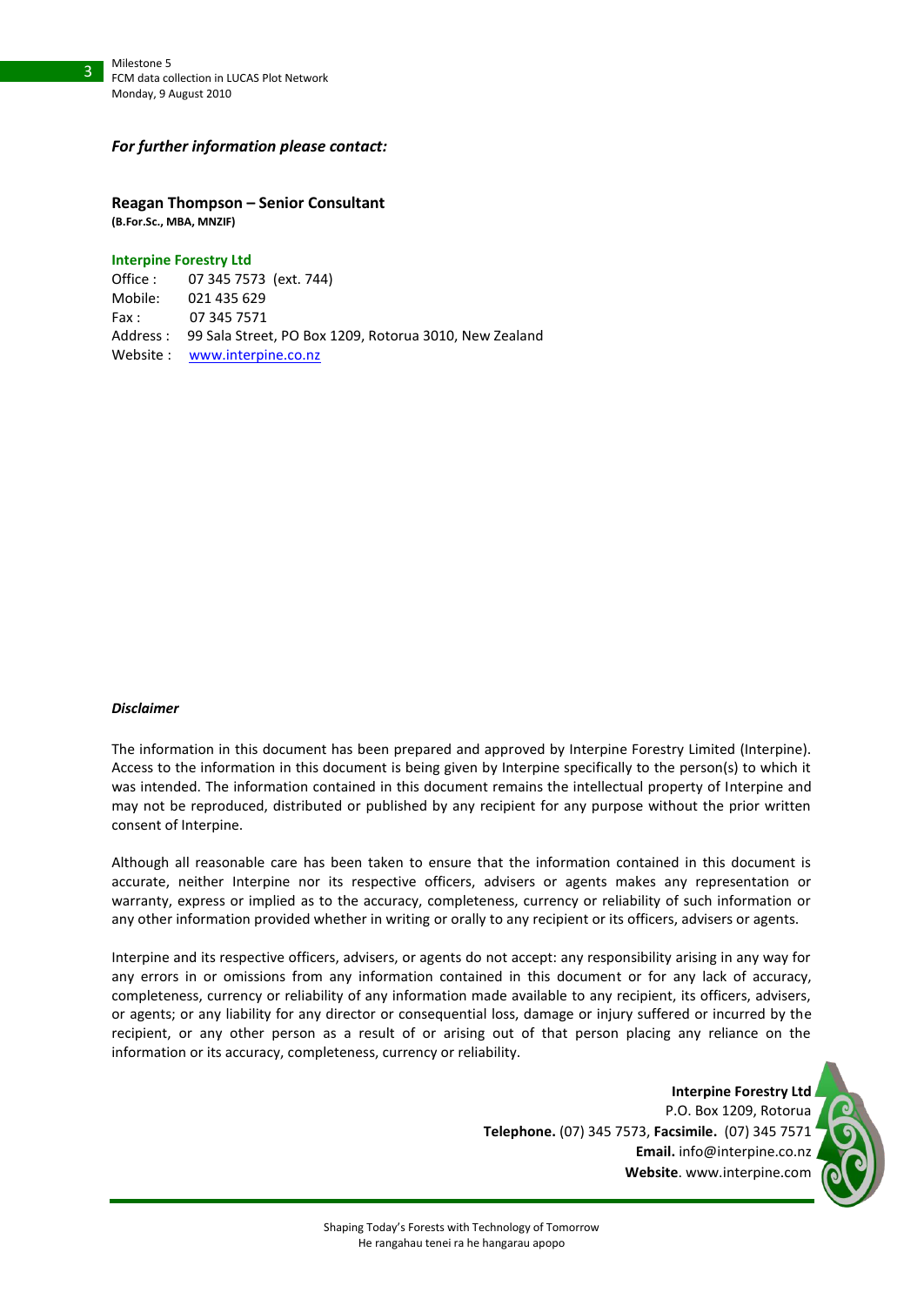***For further information please contact:***

**Reagan Thompson – Senior Consultant**
**(B.For.Sc., MBA, MNZIF)**

**Interpine Forestry Ltd**
Office : 07 345 7573 (ext. 744)
Mobile: 021 435 629
Fax : 07 345 7571
Address : 99 Sala Street, PO Box 1209, Rotorua 3010, New Zealand
Website : www.interpine.co.nz

***Disclaimer***

The information in this document has been prepared and approved by Interpine Forestry Limited (Interpine). Access to the information in this document is being given by Interpine specifically to the person(s) to which it was intended. The information contained in this document remains the intellectual property of Interpine and may not be reproduced, distributed or published by any recipient for any purpose without the prior written consent of Interpine.

Although all reasonable care has been taken to ensure that the information contained in this document is accurate, neither Interpine nor its respective officers, advisers or agents makes any representation or warranty, express or implied as to the accuracy, completeness, currency or reliability of such information or any other information provided whether in writing or orally to any recipient or its officers, advisers or agents.

Interpine and its respective officers, advisers, or agents do not accept: any responsibility arising in any way for any errors in or omissions from any information contained in this document or for any lack of accuracy, completeness, currency or reliability of any information made available to any recipient, its officers, advisers, or agents; or any liability for any director or consequential loss, damage or injury suffered or incurred by the recipient, or any other person as a result of or arising out of that person placing any reliance on the information or its accuracy, completeness, currency or reliability.

**Interpine Forestry Ltd**
P.O. Box 1209, Rotorua
**Telephone.** (07) 345 7573, **Facsimile.** (07) 345 7571
**Email.** info@interpine.co.nz
**Website**. www.interpine.com

Shaping Today's Forests with Technology of Tomorrow
He rangahau tenei ra he hangarau apopo